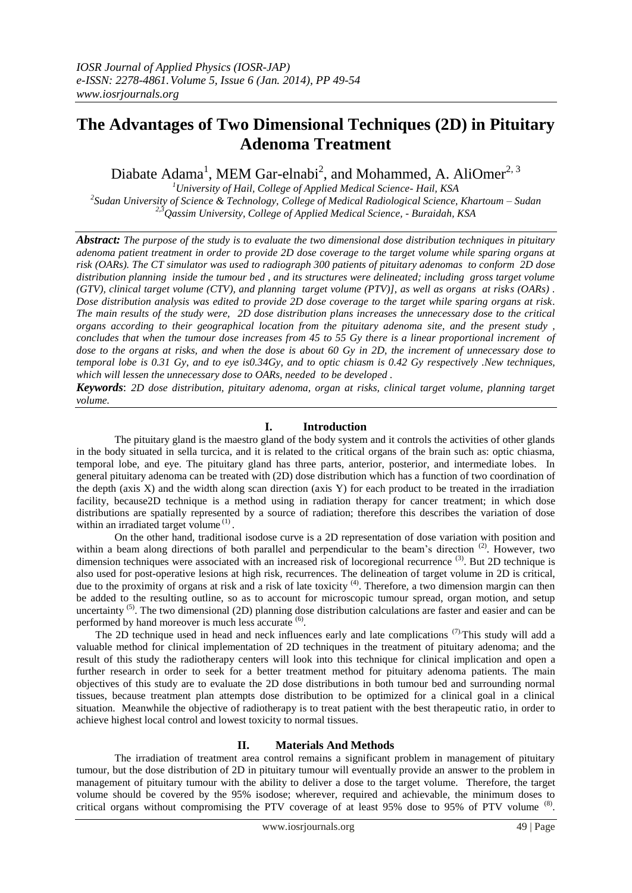# The Advantages of Two Dimensional Techniques (2D) in Pituitary Adenoma Treatment

Diabate Adama[1], MEM Gar-elnabi[2], and Mohammed, A. AliOmer[2, 3]

[1]University of Hail, College of Applied Medical Science- Hail, KSA
[2]Sudan University of Science & Technology, College of Applied Medical Radiological Science, Khartoum – Sudan
[2,3]Qassim University, College of Applied Medical Science, - Buraidah, KSA

***Abstract:*** *The purpose of the study is to evaluate the two dimensional dose distribution techniques in pituitary adenoma patient treatment in order to provide 2D dose coverage to the target volume while sparing organs at risk (OARs). The CT simulator was used to radiograph 300 patients of pituitary adenomas to conform 2D dose distribution planning inside the tumour bed , and its structures were delineated; including gross target volume (GTV), clinical target volume (CTV), and planning target volume (PTV)], as well as organs at risks (OARs) . Dose distribution analysis was edited to provide 2D dose coverage to the target while sparing organs at risk. The main results of the study were, 2D dose distribution plans increases the unnecessary dose to the critical organs according to their geographical location from the pituitary adenoma site, and the present study , concludes that when the tumour dose increases from 45 to 55 Gy there is a linear proportional increment of dose to the organs at risks, and when the dose is about 60 Gy in 2D, the increment of unnecessary dose to temporal lobe is 0.31 Gy, and to eye is0.34Gy, and to optic chiasm is 0.42 Gy respectively .New techniques, which will lessen the unnecessary dose to OARs, needed to be developed .*

***Keywords***: *2D dose distribution, pituitary adenoma, organ at risks, clinical target volume, planning target volume.*

## I. Introduction

The pituitary gland is the maestro gland of the body system and it controls the activities of other glands in the body situated in sella turcica, and it is related to the critical organs of the brain such as: optic chiasma, temporal lobe, and eye. The pituitary gland has three parts, anterior, posterior, and intermediate lobes. In general pituitary adenoma can be treated with (2D) dose distribution which has a function of two coordination of the depth (axis X) and the width along scan direction (axis Y) for each product to be treated in the irradiation facility, because2D technique is a method using in radiation therapy for cancer treatment; in which dose distributions are spatially represented by a source of radiation; therefore this describes the variation of dose within an irradiated target volume [(1)].

On the other hand, traditional isodose curve is a 2D representation of dose variation with position and within a beam along directions of both parallel and perpendicular to the beam's direction [(2)]. However, two dimension techniques were associated with an increased risk of locoregional recurrence [(3)]. But 2D technique is also used for post-operative lesions at high risk, recurrences. The delineation of target volume in 2D is critical, due to the proximity of organs at risk and a risk of late toxicity [(4)]. Therefore, a two dimension margin can then be added to the resulting outline, so as to account for microscopic tumour spread, organ motion, and setup uncertainty [(5)]. The two dimensional (2D) planning dose distribution calculations are faster and easier and can be performed by hand moreover is much less accurate [(6)].

The 2D technique used in head and neck influences early and late complications [(7)].This study will add a valuable method for clinical implementation of 2D techniques in the treatment of pituitary adenoma; and the result of this study the radiotherapy centers will look into this technique for clinical implication and open a further research in order to seek for a better treatment method for pituitary adenoma patients. The main objectives of this study are to evaluate the 2D dose distributions in both tumour bed and surrounding normal tissues, because treatment plan attempts dose distribution to be optimized for a clinical goal in a clinical situation. Meanwhile the objective of radiotherapy is to treat patient with the best therapeutic ratio, in order to achieve highest local control and lowest toxicity to normal tissues.

## II. Materials And Methods

The irradiation of treatment area control remains a significant problem in management of pituitary tumour, but the dose distribution of 2D in pituitary tumour will eventually provide an answer to the problem in management of pituitary tumour with the ability to deliver a dose to the target volume. Therefore, the target volume should be covered by the 95% isodose; wherever, required and achievable, the minimum doses to critical organs without compromising the PTV coverage of at least 95% dose to 95% of PTV volume [(8)].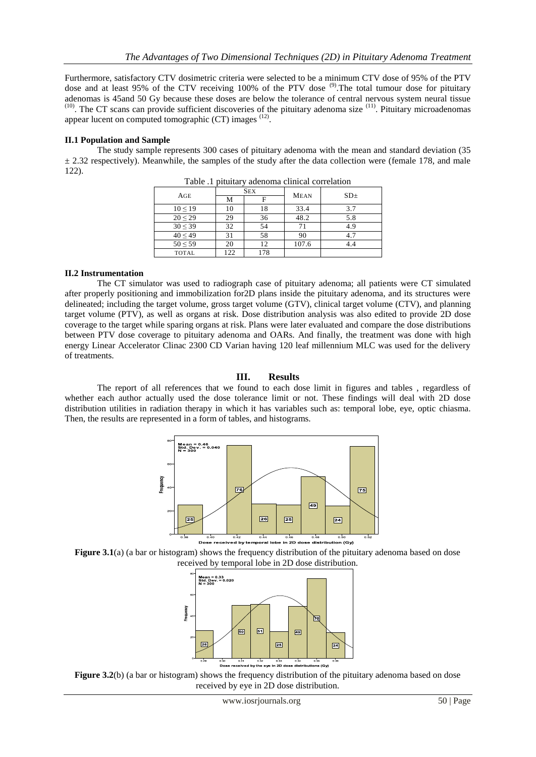Furthermore, satisfactory CTV dosimetric criteria were selected to be a minimum CTV dose of 95% of the PTV dose and at least 95% of the CTV receiving 100% of the PTV dose [9].The total tumour dose for pituitary adenomas is 45and 50 Gy because these doses are below the tolerance of central nervous system neural tissue [10]. The CT scans can provide sufficient discoveries of the pituitary adenoma size [11]. Pituitary microadenomas appear lucent on computed tomographic (CT) images [12].

### II.1 Population and Sample

The study sample represents 300 cases of pituitary adenoma with the mean and standard deviation (35 ± 2.32 respectively). Meanwhile, the samples of the study after the data collection were (female 178, and male 122).

Table .1 pituitary adenoma clinical correlation

| AGE | SEX | | MEAN | SD± |
|---|---|---|---|---|
| | M | F | | |
| 10 ≤ 19 | 10 | 18 | 33.4 | 3.7 |
| 20 ≤ 29 | 29 | 36 | 48.2 | 5.8 |
| 30 ≤ 39 | 32 | 54 | 71 | 4.9 |
| 40 ≤ 49 | 31 | 58 | 90 | 4.7 |
| 50 ≤ 59 | 20 | 12 | 107.6 | 4.4 |
| TOTAL | 122 | 178 | | |

### II.2 Instrumentation

The CT simulator was used to radiograph case of pituitary adenoma; all patients were CT simulated after properly positioning and immobilization for2D plans inside the pituitary adenoma, and its structures were delineated; including the target volume, gross target volume (GTV), clinical target volume (CTV), and planning target volume (PTV), as well as organs at risk. Dose distribution analysis was also edited to provide 2D dose coverage to the target while sparing organs at risk. Plans were later evaluated and compare the dose distributions between PTV dose coverage to pituitary adenoma and OARs. And finally, the treatment was done with high energy Linear Accelerator Clinac 2300 CD Varian having 120 leaf millennium MLC was used for the delivery of treatments.

## III. Results

The report of all references that we found to each dose limit in figures and tables , regardless of whether each author actually used the dose tolerance limit or not. These findings will deal with 2D dose distribution utilities in radiation therapy in which it has variables such as: temporal lobe, eye, optic chiasma. Then, the results are represented in a form of tables, and histograms.

**Figure 3.1**(a) (a bar or histogram) shows the frequency distribution of the pituitary adenoma based on dose received by temporal lobe in 2D dose distribution.

**Figure 3.2**(b) (a bar or histogram) shows the frequency distribution of the pituitary adenoma based on dose received by eye in 2D dose distribution.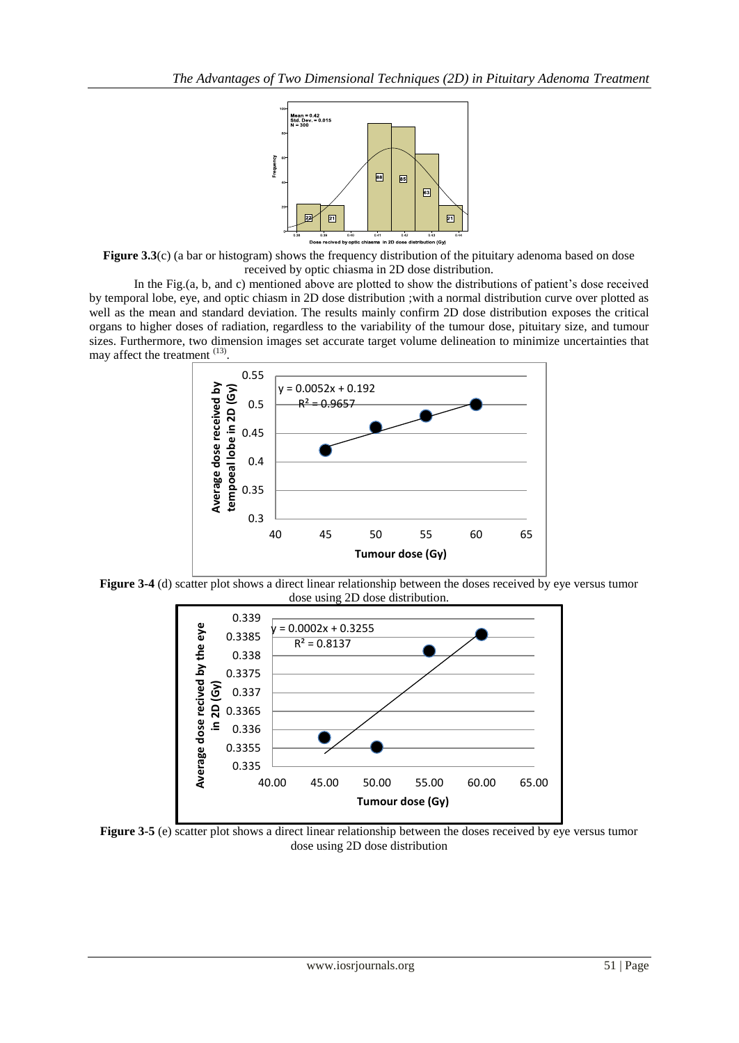**Figure 3.3**(c) (a bar or histogram) shows the frequency distribution of the pituitary adenoma based on dose received by optic chiasma in 2D dose distribution.

In the Fig.(a, b, and c) mentioned above are plotted to show the distributions of patient's dose received by temporal lobe, eye, and optic chiasm in 2D dose distribution ;with a normal distribution curve over plotted as well as the mean and standard deviation. The results mainly confirm 2D dose distribution exposes the critical organs to higher doses of radiation, regardless to the variability of the tumour dose, pituitary size, and tumour sizes. Furthermore, two dimension images set accurate target volume delineation to minimize uncertainties that may affect the treatment [13].

**Figure 3-4** (d) scatter plot shows a direct linear relationship between the doses received by eye versus tumor dose using 2D dose distribution.

**Figure 3-5** (e) scatter plot shows a direct linear relationship between the doses received by eye versus tumor dose using 2D dose distribution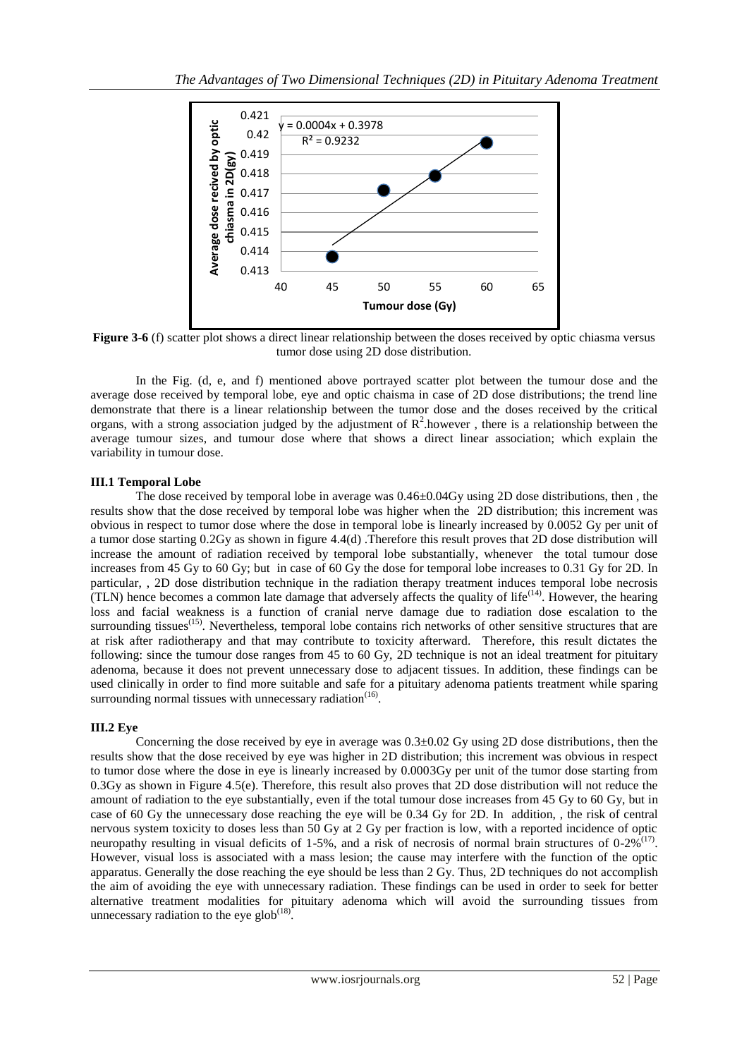Figure 3-6 (f) scatter plot shows a direct linear relationship between the doses received by optic chiasma versus tumor dose using 2D dose distribution.

In the Fig. (d, e, and f) mentioned above portrayed scatter plot between the tumour dose and the average dose received by temporal lobe, eye and optic chaisma in case of 2D dose distributions; the trend line demonstrate that there is a linear relationship between the tumor dose and the doses received by the critical organs, with a strong association judged by the adjustment of $R^2$.however , there is a relationship between the average tumour sizes, and tumour dose where that shows a direct linear association; which explain the variability in tumour dose.

### III.1 Temporal Lobe

The dose received by temporal lobe in average was 0.46±0.04Gy using 2D dose distributions, then , the results show that the dose received by temporal lobe was higher when the 2D distribution; this increment was obvious in respect to tumor dose where the dose in temporal lobe is linearly increased by 0.0052 Gy per unit of a tumor dose starting 0.2Gy as shown in figure 4.4(d) .Therefore this result proves that 2D dose distribution will increase the amount of radiation received by temporal lobe substantially, whenever the total tumour dose increases from 45 Gy to 60 Gy; but in case of 60 Gy the dose for temporal lobe increases to 0.31 Gy for 2D. In particular, , 2D dose distribution technique in the radiation therapy treatment induces temporal lobe necrosis (TLN) hence becomes a common late damage that adversely affects the quality of life[14]. However, the hearing loss and facial weakness is a function of cranial nerve damage due to radiation dose escalation to the surrounding tissues[15]. Nevertheless, temporal lobe contains rich networks of other sensitive structures that are at risk after radiotherapy and that may contribute to toxicity afterward. Therefore, this result dictates the following: since the tumour dose ranges from 45 to 60 Gy, 2D technique is not an ideal treatment for pituitary adenoma, because it does not prevent unnecessary dose to adjacent tissues. In addition, these findings can be used clinically in order to find more suitable and safe for a pituitary adenoma patients treatment while sparing surrounding normal tissues with unnecessary radiation[16].

### III.2 Eye

Concerning the dose received by eye in average was 0.3±0.02 Gy using 2D dose distributions, then the results show that the dose received by eye was higher in 2D distribution; this increment was obvious in respect to tumor dose where the dose in eye is linearly increased by 0.0003Gy per unit of the tumor dose starting from 0.3Gy as shown in Figure 4.5(e). Therefore, this result also proves that 2D dose distribution will not reduce the amount of radiation to the eye substantially, even if the total tumour dose increases from 45 Gy to 60 Gy, but in case of 60 Gy the unnecessary dose reaching the eye will be 0.34 Gy for 2D. In addition, , the risk of central nervous system toxicity to doses less than 50 Gy at 2 Gy per fraction is low, with a reported incidence of optic neuropathy resulting in visual deficits of 1-5%, and a risk of necrosis of normal brain structures of 0-2%[17]. However, visual loss is associated with a mass lesion; the cause may interfere with the function of the optic apparatus. Generally the dose reaching the eye should be less than 2 Gy. Thus, 2D techniques do not accomplish the aim of avoiding the eye with unnecessary radiation. These findings can be used in order to seek for better alternative treatment modalities for pituitary adenoma which will avoid the surrounding tissues from unnecessary radiation to the eye glob[18].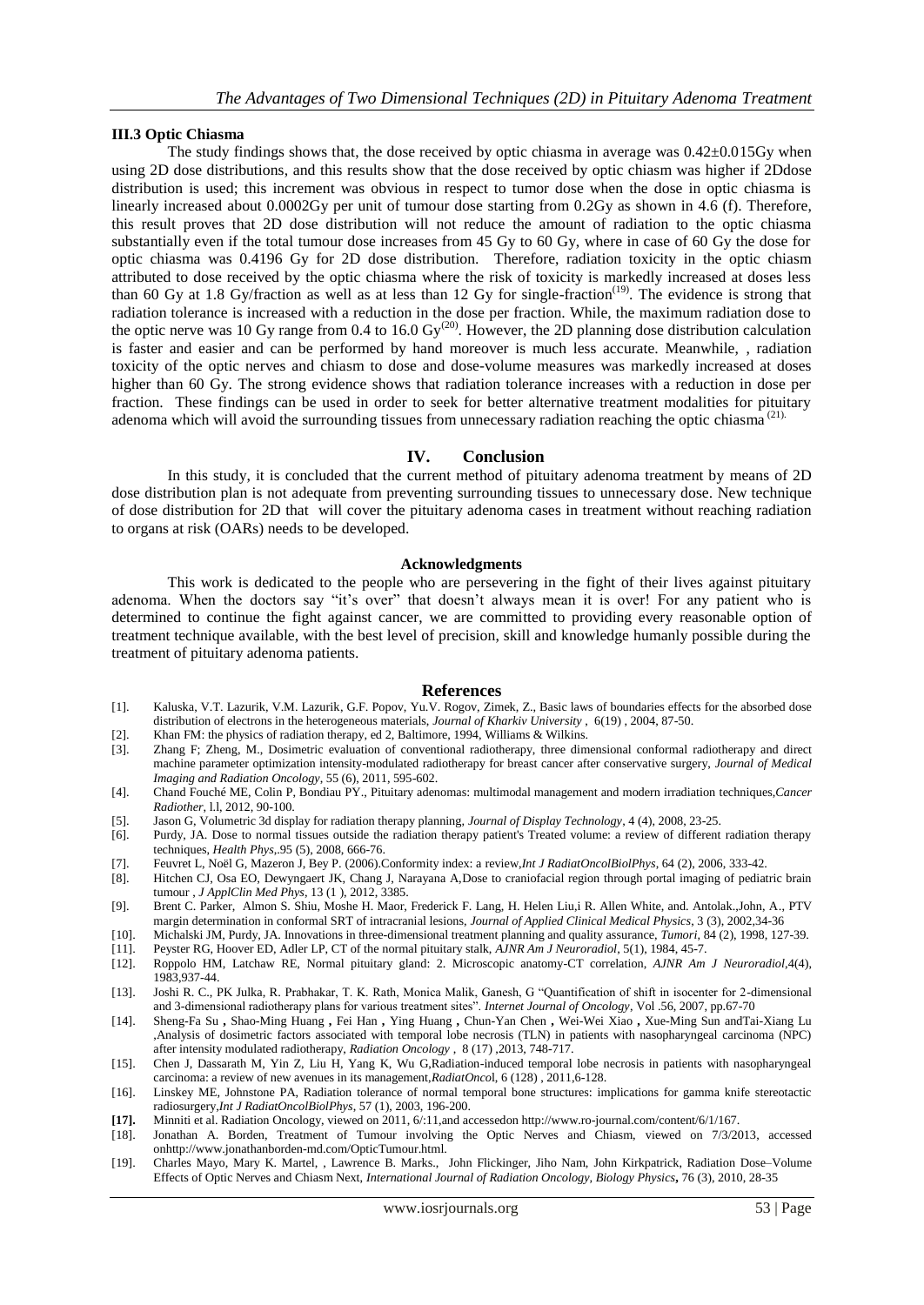### III.3 Optic Chiasma

The study findings shows that, the dose received by optic chiasma in average was 0.42±0.015Gy when using 2D dose distributions, and this results show that the dose received by optic chiasm was higher if 2Ddose distribution is used; this increment was obvious in respect to tumor dose when the dose in optic chiasma is linearly increased about 0.0002Gy per unit of tumour dose starting from 0.2Gy as shown in 4.6 (f). Therefore, this result proves that 2D dose distribution will not reduce the amount of radiation to the optic chiasma substantially even if the total tumour dose increases from 45 Gy to 60 Gy, where in case of 60 Gy the dose for optic chiasma was 0.4196 Gy for 2D dose distribution. Therefore, radiation toxicity in the optic chiasm attributed to dose received by the optic chiasma where the risk of toxicity is markedly increased at doses less than 60 Gy at 1.8 Gy/fraction as well as at less than 12 Gy for single-fraction[19]. The evidence is strong that radiation tolerance is increased with a reduction in the dose per fraction. While, the maximum radiation dose to the optic nerve was 10 Gy range from 0.4 to 16.0 Gy[20]. However, the 2D planning dose distribution calculation is faster and easier and can be performed by hand moreover is much less accurate. Meanwhile, , radiation toxicity of the optic nerves and chiasm to dose and dose-volume measures was markedly increased at doses higher than 60 Gy. The strong evidence shows that radiation tolerance increases with a reduction in dose per fraction. These findings can be used in order to seek for better alternative treatment modalities for pituitary adenoma which will avoid the surrounding tissues from unnecessary radiation reaching the optic chiasma [21].

## IV. Conclusion

In this study, it is concluded that the current method of pituitary adenoma treatment by means of 2D dose distribution plan is not adequate from preventing surrounding tissues to unnecessary dose. New technique of dose distribution for 2D that will cover the pituitary adenoma cases in treatment without reaching radiation to organs at risk (OARs) needs to be developed.

### Acknowledgments

This work is dedicated to the people who are persevering in the fight of their lives against pituitary adenoma. When the doctors say "it's over" that doesn't always mean it is over! For any patient who is determined to continue the fight against cancer, we are committed to providing every reasonable option of treatment technique available, with the best level of precision, skill and knowledge humanly possible during the treatment of pituitary adenoma patients.

## References

[1]. Kaluska, V.T. Lazurik, V.M. Lazurik, G.F. Popov, Yu.V. Rogov, Zimek, Z., Basic laws of boundaries effects for the absorbed dose distribution of electrons in the heterogeneous materials, *Journal of Kharkiv University* , 6(19) , 2004, 87-50.

[2]. Khan FM: the physics of radiation therapy, ed 2, Baltimore, 1994, Williams & Wilkins.

[3]. Zhang F; Zheng, M., Dosimetric evaluation of conventional radiotherapy, three dimensional conformal radiotherapy and direct machine parameter optimization intensity-modulated radiotherapy for breast cancer after conservative surgery, *Journal of Medical Imaging and Radiation Oncology*, 55 (6), 2011, 595-602.

[4]. Chand Fouché ME, Colin P, Bondiau PY., Pituitary adenomas: multimodal management and modern irradiation techniques,*Cancer Radiother*, l.l, 2012, 90-100.

[5]. Jason G, Volumetric 3d display for radiation therapy planning, *Journal of Display Technology*, 4 (4), 2008, 23-25.

[6]. Purdy, JA. Dose to normal tissues outside the radiation therapy patient's Treated volume: a review of different radiation therapy techniques, *Health Phys*,.95 (5), 2008, 666-76.

[7]. Feuvret L, Noël G, Mazeron J, Bey P. (2006).Conformity index: a review,*Int J RadiatOncolBiolPhys*, 64 (2), 2006, 333-42.

[8]. Hitchen CJ, Osa EO, Dewyngaert JK, Chang J, Narayana A,Dose to craniofacial region through portal imaging of pediatric brain tumour , *J ApplClin Med Phys*, 13 (1 ), 2012, 3385.

[9]. Brent C. Parker, Almon S. Shiu, Moshe H. Maor, Frederick F. Lang, H. Helen Liu,i R. Allen White, and. Antolak.,John, A., PTV margin determination in conformal SRT of intracranial lesions, *Journal of Applied Clinical Medical Physics*, 3 (3), 2002,34-36

[10]. Michalski JM, Purdy, JA. Innovations in three-dimensional treatment planning and quality assurance, *Tumori*, 84 (2), 1998, 127-39.

[11]. Peyster RG, Hoover ED, Adler LP, CT of the normal pituitary stalk, *AJNR Am J Neuroradiol*, 5(1), 1984, 45-7.

[12]. Roppolo HM, Latchaw RE, Normal pituitary gland: 2. Microscopic anatomy-CT correlation, *AJNR Am J Neuroradiol*,4(4), 1983,937-44.

[13]. Joshi R. C., PK Julka, R. Prabhakar, T. K. Rath, Monica Malik, Ganesh, G "Quantification of shift in isocenter for 2-dimensional and 3-dimensional radiotherapy plans for various treatment sites". *Internet Journal of Oncology*, Vol .56, 2007, pp.67-70

[14]. Sheng-Fa Su , Shao-Ming Huang , Fei Han , Ying Huang , Chun-Yan Chen , Wei-Wei Xiao , Xue-Ming Sun andTai-Xiang Lu ,Analysis of dosimetric factors associated with temporal lobe necrosis (TLN) in patients with nasopharyngeal carcinoma (NPC) after intensity modulated radiotherapy, *Radiation Oncology* , 8 (17) ,2013, 748-717.

[15]. Chen J, Dassarath M, Yin Z, Liu H, Yang K, Wu G,Radiation-induced temporal lobe necrosis in patients with nasopharyngeal carcinoma: a review of new avenues in its management,*RadiatOnco*l, 6 (128) , 2011,6-128.

[16]. Linskey ME, Johnstone PA, Radiation tolerance of normal temporal bone structures: implications for gamma knife stereotactic radiosurgery,*Int J RadiatOncolBiolPhys*, 57 (1), 2003, 196-200.

**[17].** Minniti et al. Radiation Oncology, viewed on 2011, 6/:11,and accessedon http://www.ro-journal.com/content/6/1/167.

[18]. Jonathan A. Borden, Treatment of Tumour involving the Optic Nerves and Chiasm, viewed on 7/3/2013, accessed onhttp://www.jonathanborden-md.com/OpticTumour.html.

[19]. Charles Mayo, Mary K. Martel, , Lawrence B. Marks., John Flickinger, Jiho Nam, John Kirkpatrick, Radiation Dose–Volume Effects of Optic Nerves and Chiasm Next, *International Journal of Radiation Oncology, Biology Physics***,** 76 (3), 2010, 28-35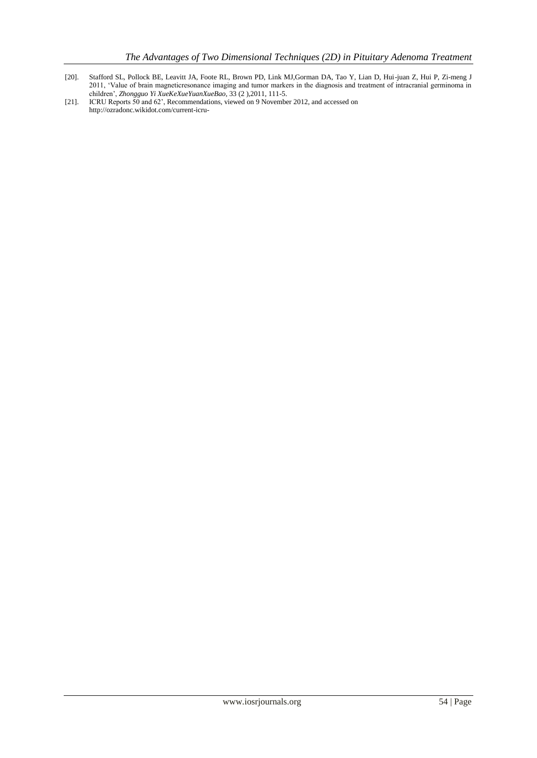[20]. Stafford SL, Pollock BE, Leavitt JA, Foote RL, Brown PD, Link MJ,Gorman DA, Tao Y, Lian D, Hui-juan Z, Hui P, Zi-meng J 2011, 'Value of brain magneticresonance imaging and tumor markers in the diagnosis and treatment of intracranial germinoma in children', *Zhongguo Yi XueKeXueYuanXueBao*, 33 (2 ),2011, 111-5.

[21]. ICRU Reports 50 and 62', Recommendations, viewed on 9 November 2012, and accessed on http://ozradonc.wikidot.com/current-icru-